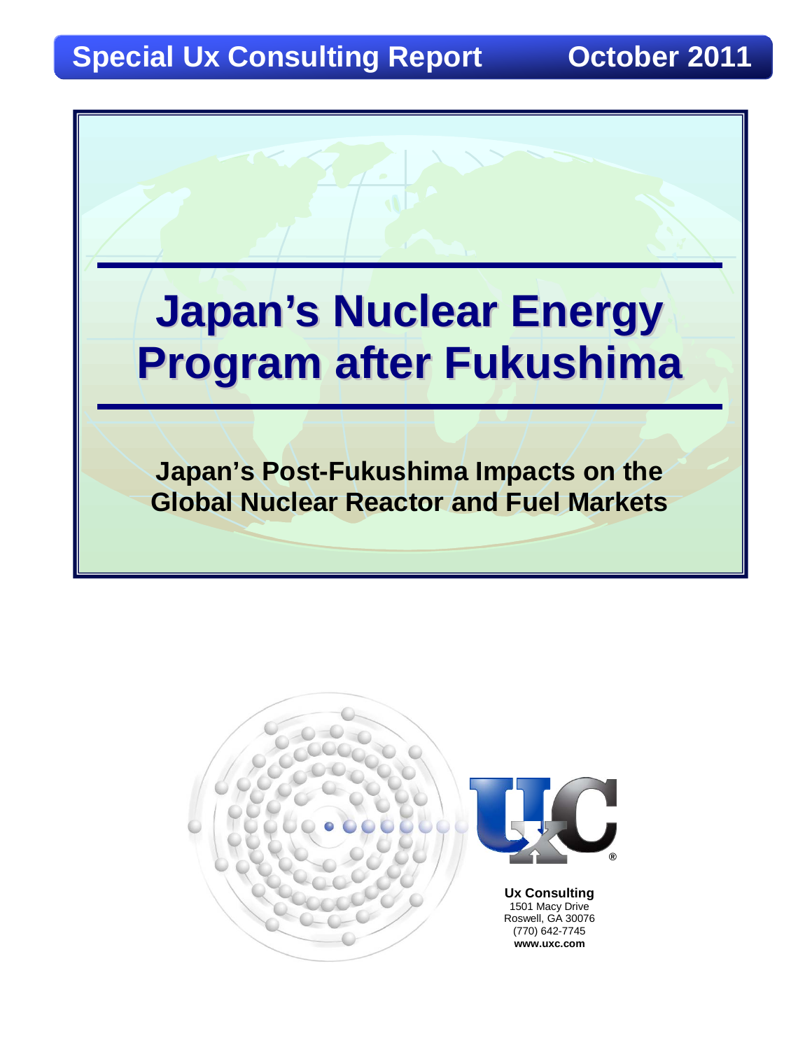**Special Ux Consulting Report** **October 2011**

# Japan's Nuclear Energy Program after Fukushima

## Japan's Post-Fukushima Impacts on the Global Nuclear Reactor and Fuel Markets

**Ux Consulting**
1501 Macy Drive
Roswell, GA 30076
(770) 642-7745
**www.uxc.com**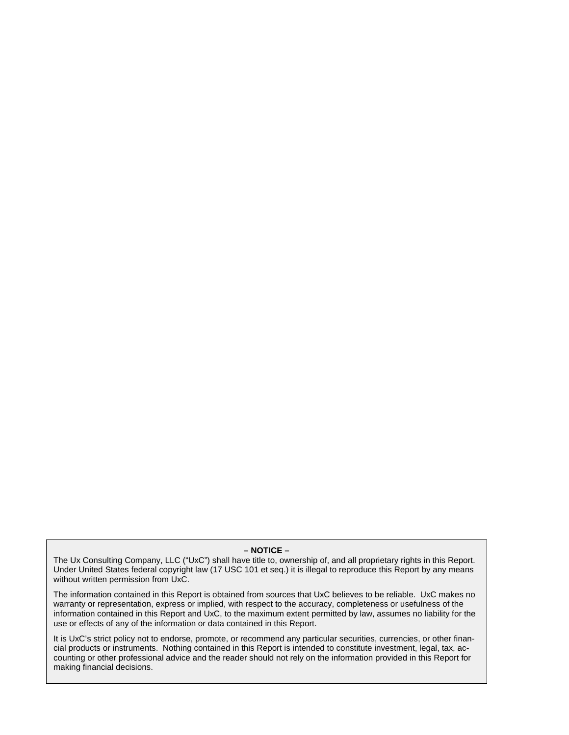**– NOTICE –**

The Ux Consulting Company, LLC (“UxC”) shall have title to, ownership of, and all proprietary rights in this Report. Under United States federal copyright law (17 USC 101 et seq.) it is illegal to reproduce this Report by any means without written permission from UxC.

The information contained in this Report is obtained from sources that UxC believes to be reliable. UxC makes no warranty or representation, express or implied, with respect to the accuracy, completeness or usefulness of the information contained in this Report and UxC, to the maximum extent permitted by law, assumes no liability for the use or effects of any of the information or data contained in this Report.

It is UxC’s strict policy not to endorse, promote, or recommend any particular securities, currencies, or other financial products or instruments. Nothing contained in this Report is intended to constitute investment, legal, tax, accounting or other professional advice and the reader should not rely on the information provided in this Report for making financial decisions.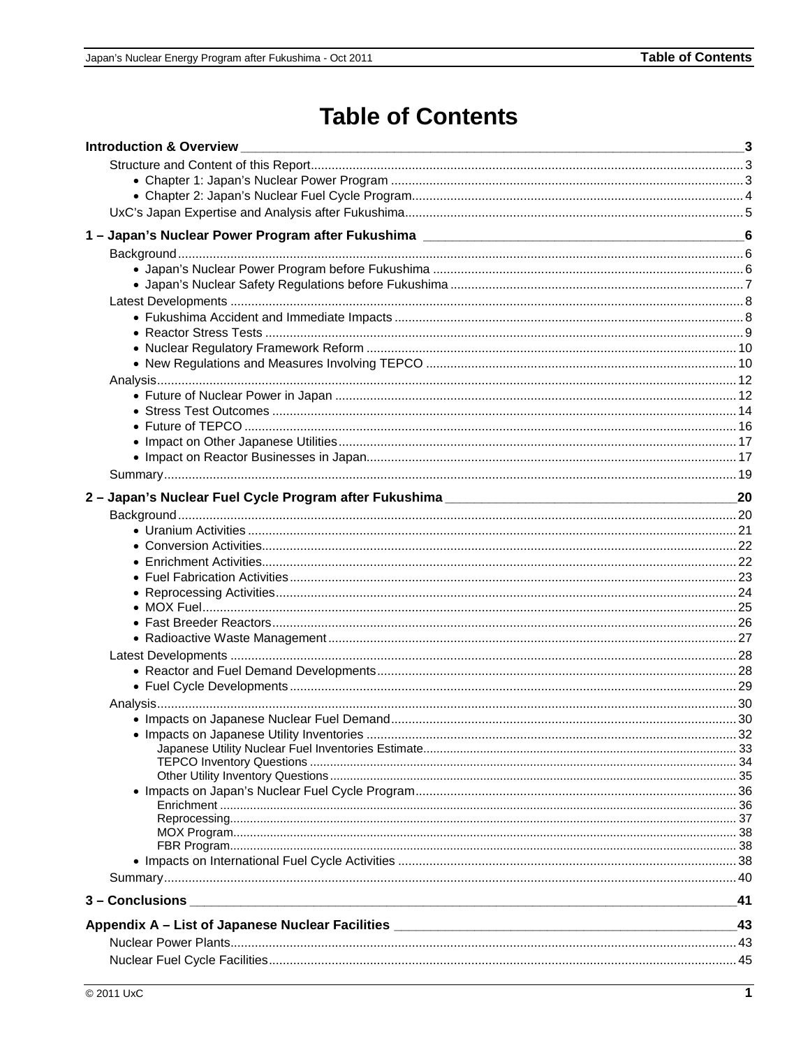# Table of Contents

**Introduction & Overview** — 3

- Structure and Content of this Report — 3
  - Chapter 1: Japan's Nuclear Power Program — 3
  - Chapter 2: Japan's Nuclear Fuel Cycle Program — 4
- UxC's Japan Expertise and Analysis after Fukushima — 5

**1 – Japan's Nuclear Power Program after Fukushima** — 6

- Background — 6
  - Japan's Nuclear Power Program before Fukushima — 6
  - Japan's Nuclear Safety Regulations before Fukushima — 7
- Latest Developments — 8
  - Fukushima Accident and Immediate Impacts — 8
  - Reactor Stress Tests — 9
  - Nuclear Regulatory Framework Reform — 10
  - New Regulations and Measures Involving TEPCO — 10
- Analysis — 12
  - Future of Nuclear Power in Japan — 12
  - Stress Test Outcomes — 14
  - Future of TEPCO — 16
  - Impact on Other Japanese Utilities — 17
  - Impact on Reactor Businesses in Japan — 17
- Summary — 19

**2 – Japan's Nuclear Fuel Cycle Program after Fukushima** — 20

- Background — 20
  - Uranium Activities — 21
  - Conversion Activities — 22
  - Enrichment Activities — 22
  - Fuel Fabrication Activities — 23
  - Reprocessing Activities — 24
  - MOX Fuel — 25
  - Fast Breeder Reactors — 26
  - Radioactive Waste Management — 27
- Latest Developments — 28
  - Reactor and Fuel Demand Developments — 28
  - Fuel Cycle Developments — 29
- Analysis — 30
  - Impacts on Japanese Nuclear Fuel Demand — 30
  - Impacts on Japanese Utility Inventories — 32
    - Japanese Utility Nuclear Fuel Inventories Estimate — 33
    - TEPCO Inventory Questions — 34
    - Other Utility Inventory Questions — 35
  - Impacts on Japan's Nuclear Fuel Cycle Program — 36
    - Enrichment — 36
    - Reprocessing — 37
    - MOX Program — 38
    - FBR Program — 38
  - Impacts on International Fuel Cycle Activities — 38
- Summary — 40

**3 – Conclusions** — 41

**Appendix A – List of Japanese Nuclear Facilities** — 43

- Nuclear Power Plants — 43
- Nuclear Fuel Cycle Facilities — 45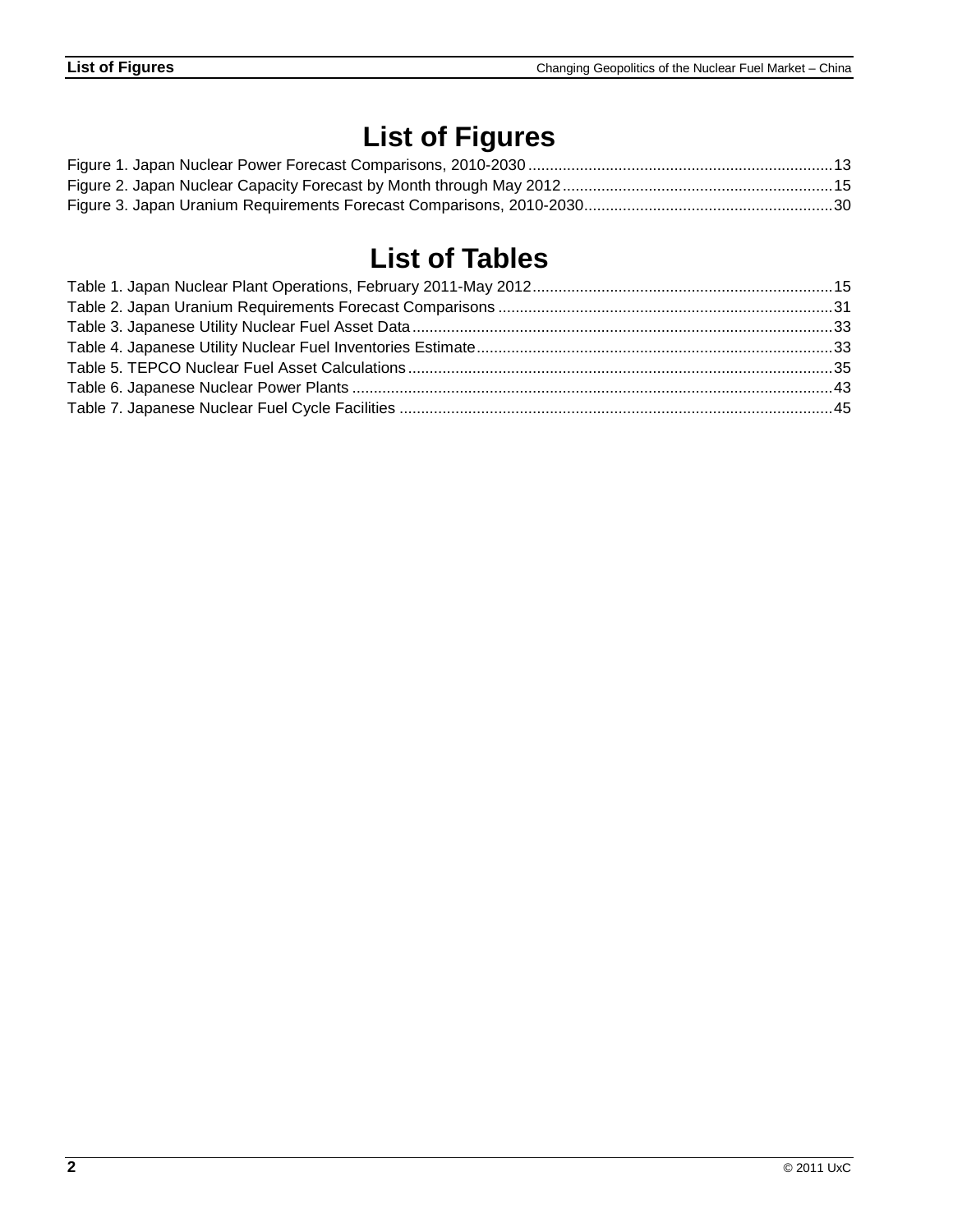# List of Figures

Figure 1. Japan Nuclear Power Forecast Comparisons, 2010-2030 ........................................................................13
Figure 2. Japan Nuclear Capacity Forecast by Month through May 2012 ..............................................................15
Figure 3. Japan Uranium Requirements Forecast Comparisons, 2010-2030 ..........................................................30

# List of Tables

Table 1. Japan Nuclear Plant Operations, February 2011-May 2012 .....................................................................15
Table 2. Japan Uranium Requirements Forecast Comparisons .............................................................................31
Table 3. Japanese Utility Nuclear Fuel Asset Data .................................................................................................33
Table 4. Japanese Utility Nuclear Fuel Inventories Estimate ..................................................................................33
Table 5. TEPCO Nuclear Fuel Asset Calculations ..................................................................................................35
Table 6. Japanese Nuclear Power Plants ...............................................................................................................43
Table 7. Japanese Nuclear Fuel Cycle Facilities ....................................................................................................45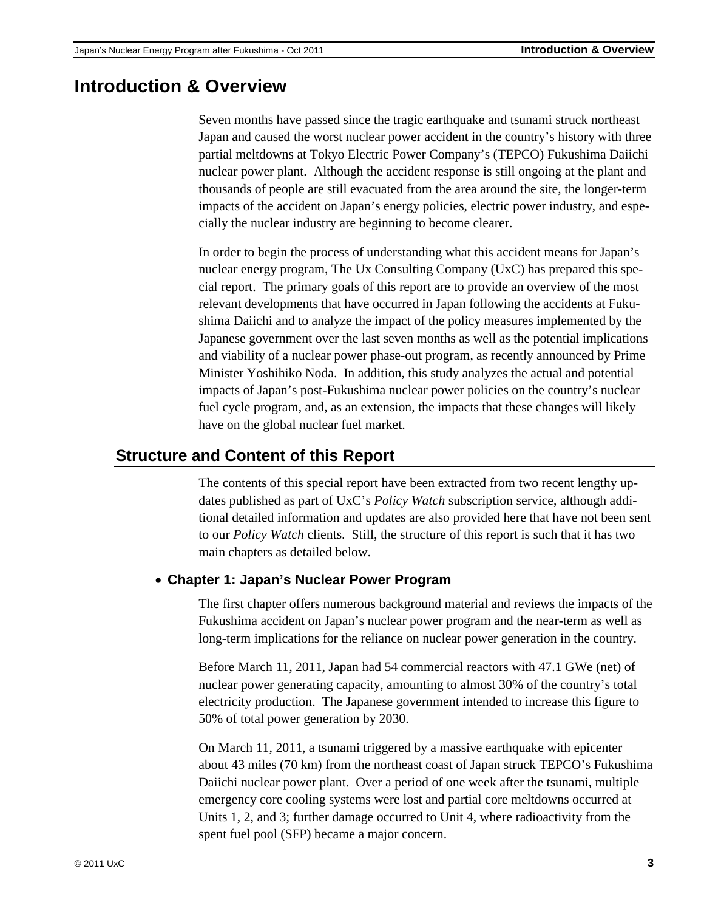# Introduction & Overview

Seven months have passed since the tragic earthquake and tsunami struck northeast Japan and caused the worst nuclear power accident in the country's history with three partial meltdowns at Tokyo Electric Power Company's (TEPCO) Fukushima Daiichi nuclear power plant. Although the accident response is still ongoing at the plant and thousands of people are still evacuated from the area around the site, the longer-term impacts of the accident on Japan's energy policies, electric power industry, and especially the nuclear industry are beginning to become clearer.

In order to begin the process of understanding what this accident means for Japan's nuclear energy program, The Ux Consulting Company (UxC) has prepared this special report. The primary goals of this report are to provide an overview of the most relevant developments that have occurred in Japan following the accidents at Fukushima Daiichi and to analyze the impact of the policy measures implemented by the Japanese government over the last seven months as well as the potential implications and viability of a nuclear power phase-out program, as recently announced by Prime Minister Yoshihiko Noda. In addition, this study analyzes the actual and potential impacts of Japan's post-Fukushima nuclear power policies on the country's nuclear fuel cycle program, and, as an extension, the impacts that these changes will likely have on the global nuclear fuel market.

## Structure and Content of this Report

The contents of this special report have been extracted from two recent lengthy updates published as part of UxC's *Policy Watch* subscription service, although additional detailed information and updates are also provided here that have not been sent to our *Policy Watch* clients. Still, the structure of this report is such that it has two main chapters as detailed below.

- **Chapter 1: Japan's Nuclear Power Program**

The first chapter offers numerous background material and reviews the impacts of the Fukushima accident on Japan's nuclear power program and the near-term as well as long-term implications for the reliance on nuclear power generation in the country.

Before March 11, 2011, Japan had 54 commercial reactors with 47.1 GWe (net) of nuclear power generating capacity, amounting to almost 30% of the country's total electricity production. The Japanese government intended to increase this figure to 50% of total power generation by 2030.

On March 11, 2011, a tsunami triggered by a massive earthquake with epicenter about 43 miles (70 km) from the northeast coast of Japan struck TEPCO's Fukushima Daiichi nuclear power plant. Over a period of one week after the tsunami, multiple emergency core cooling systems were lost and partial core meltdowns occurred at Units 1, 2, and 3; further damage occurred to Unit 4, where radioactivity from the spent fuel pool (SFP) became a major concern.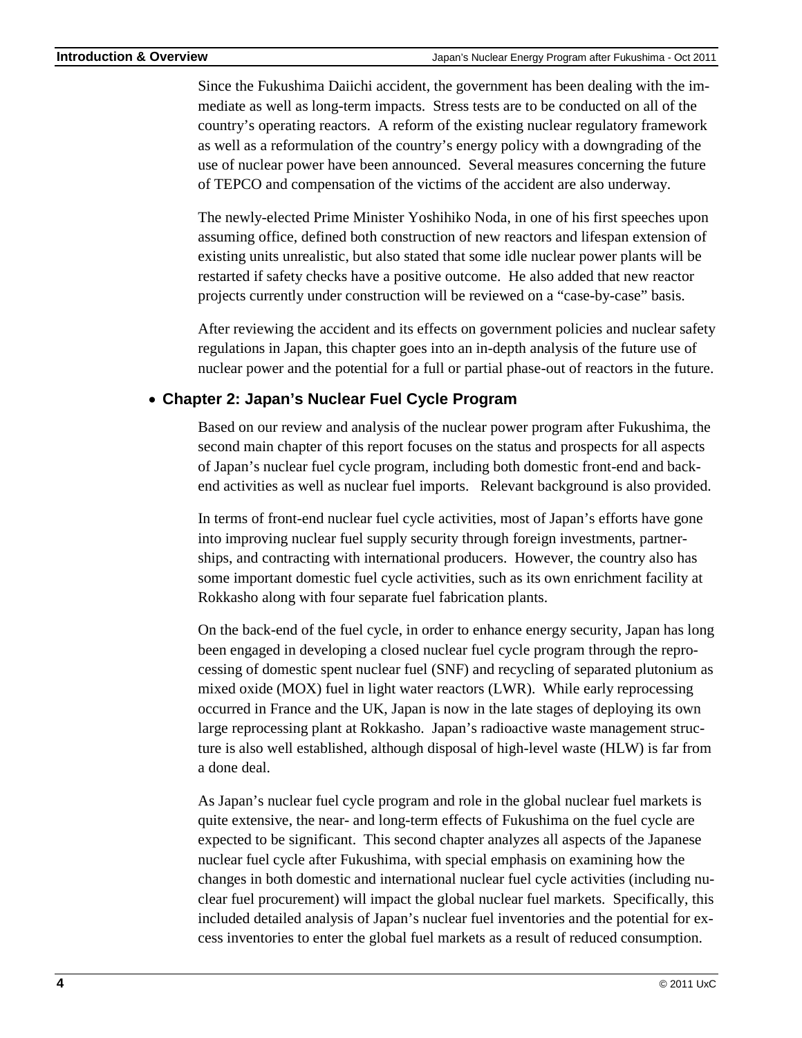Since the Fukushima Daiichi accident, the government has been dealing with the immediate as well as long-term impacts. Stress tests are to be conducted on all of the country's operating reactors. A reform of the existing nuclear regulatory framework as well as a reformulation of the country's energy policy with a downgrading of the use of nuclear power have been announced. Several measures concerning the future of TEPCO and compensation of the victims of the accident are also underway.

The newly-elected Prime Minister Yoshihiko Noda, in one of his first speeches upon assuming office, defined both construction of new reactors and lifespan extension of existing units unrealistic, but also stated that some idle nuclear power plants will be restarted if safety checks have a positive outcome. He also added that new reactor projects currently under construction will be reviewed on a "case-by-case" basis.

After reviewing the accident and its effects on government policies and nuclear safety regulations in Japan, this chapter goes into an in-depth analysis of the future use of nuclear power and the potential for a full or partial phase-out of reactors in the future.

- **Chapter 2: Japan's Nuclear Fuel Cycle Program**

Based on our review and analysis of the nuclear power program after Fukushima, the second main chapter of this report focuses on the status and prospects for all aspects of Japan's nuclear fuel cycle program, including both domestic front-end and back-end activities as well as nuclear fuel imports. Relevant background is also provided.

In terms of front-end nuclear fuel cycle activities, most of Japan's efforts have gone into improving nuclear fuel supply security through foreign investments, partnerships, and contracting with international producers. However, the country also has some important domestic fuel cycle activities, such as its own enrichment facility at Rokkasho along with four separate fuel fabrication plants.

On the back-end of the fuel cycle, in order to enhance energy security, Japan has long been engaged in developing a closed nuclear fuel cycle program through the reprocessing of domestic spent nuclear fuel (SNF) and recycling of separated plutonium as mixed oxide (MOX) fuel in light water reactors (LWR). While early reprocessing occurred in France and the UK, Japan is now in the late stages of deploying its own large reprocessing plant at Rokkasho. Japan's radioactive waste management structure is also well established, although disposal of high-level waste (HLW) is far from a done deal.

As Japan's nuclear fuel cycle program and role in the global nuclear fuel markets is quite extensive, the near- and long-term effects of Fukushima on the fuel cycle are expected to be significant. This second chapter analyzes all aspects of the Japanese nuclear fuel cycle after Fukushima, with special emphasis on examining how the changes in both domestic and international nuclear fuel cycle activities (including nuclear fuel procurement) will impact the global nuclear fuel markets. Specifically, this included detailed analysis of Japan's nuclear fuel inventories and the potential for excess inventories to enter the global fuel markets as a result of reduced consumption.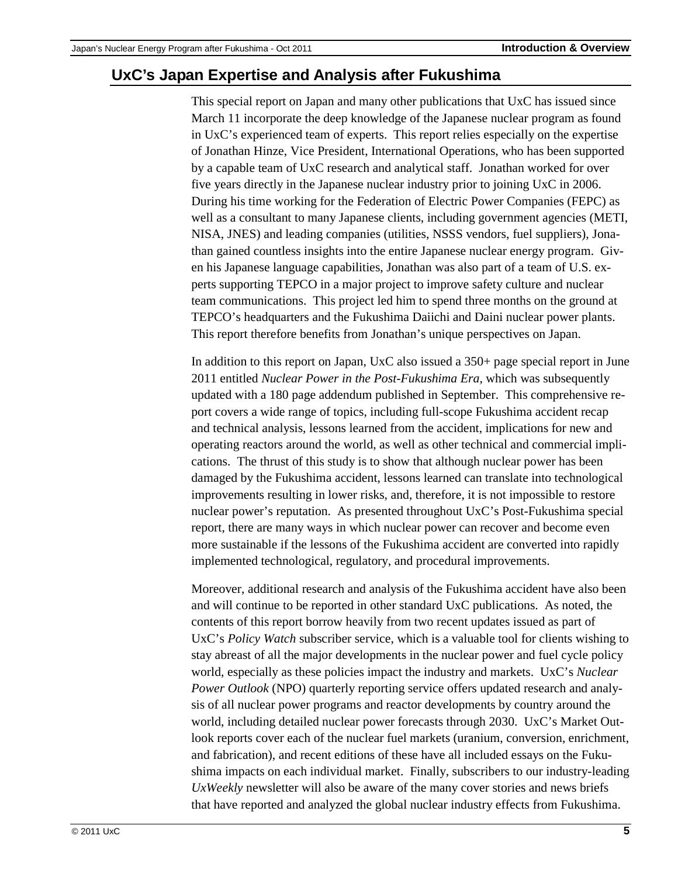## UxC's Japan Expertise and Analysis after Fukushima

This special report on Japan and many other publications that UxC has issued since March 11 incorporate the deep knowledge of the Japanese nuclear program as found in UxC's experienced team of experts. This report relies especially on the expertise of Jonathan Hinze, Vice President, International Operations, who has been supported by a capable team of UxC research and analytical staff. Jonathan worked for over five years directly in the Japanese nuclear industry prior to joining UxC in 2006. During his time working for the Federation of Electric Power Companies (FEPC) as well as a consultant to many Japanese clients, including government agencies (METI, NISA, JNES) and leading companies (utilities, NSSS vendors, fuel suppliers), Jonathan gained countless insights into the entire Japanese nuclear energy program. Given his Japanese language capabilities, Jonathan was also part of a team of U.S. experts supporting TEPCO in a major project to improve safety culture and nuclear team communications. This project led him to spend three months on the ground at TEPCO's headquarters and the Fukushima Daiichi and Daini nuclear power plants. This report therefore benefits from Jonathan's unique perspectives on Japan.

In addition to this report on Japan, UxC also issued a 350+ page special report in June 2011 entitled *Nuclear Power in the Post-Fukushima Era*, which was subsequently updated with a 180 page addendum published in September. This comprehensive report covers a wide range of topics, including full-scope Fukushima accident recap and technical analysis, lessons learned from the accident, implications for new and operating reactors around the world, as well as other technical and commercial implications. The thrust of this study is to show that although nuclear power has been damaged by the Fukushima accident, lessons learned can translate into technological improvements resulting in lower risks, and, therefore, it is not impossible to restore nuclear power's reputation. As presented throughout UxC's Post-Fukushima special report, there are many ways in which nuclear power can recover and become even more sustainable if the lessons of the Fukushima accident are converted into rapidly implemented technological, regulatory, and procedural improvements.

Moreover, additional research and analysis of the Fukushima accident have also been and will continue to be reported in other standard UxC publications. As noted, the contents of this report borrow heavily from two recent updates issued as part of UxC's *Policy Watch* subscriber service, which is a valuable tool for clients wishing to stay abreast of all the major developments in the nuclear power and fuel cycle policy world, especially as these policies impact the industry and markets. UxC's *Nuclear Power Outlook* (NPO) quarterly reporting service offers updated research and analysis of all nuclear power programs and reactor developments by country around the world, including detailed nuclear power forecasts through 2030. UxC's Market Outlook reports cover each of the nuclear fuel markets (uranium, conversion, enrichment, and fabrication), and recent editions of these have all included essays on the Fukushima impacts on each individual market. Finally, subscribers to our industry-leading *UxWeekly* newsletter will also be aware of the many cover stories and news briefs that have reported and analyzed the global nuclear industry effects from Fukushima.